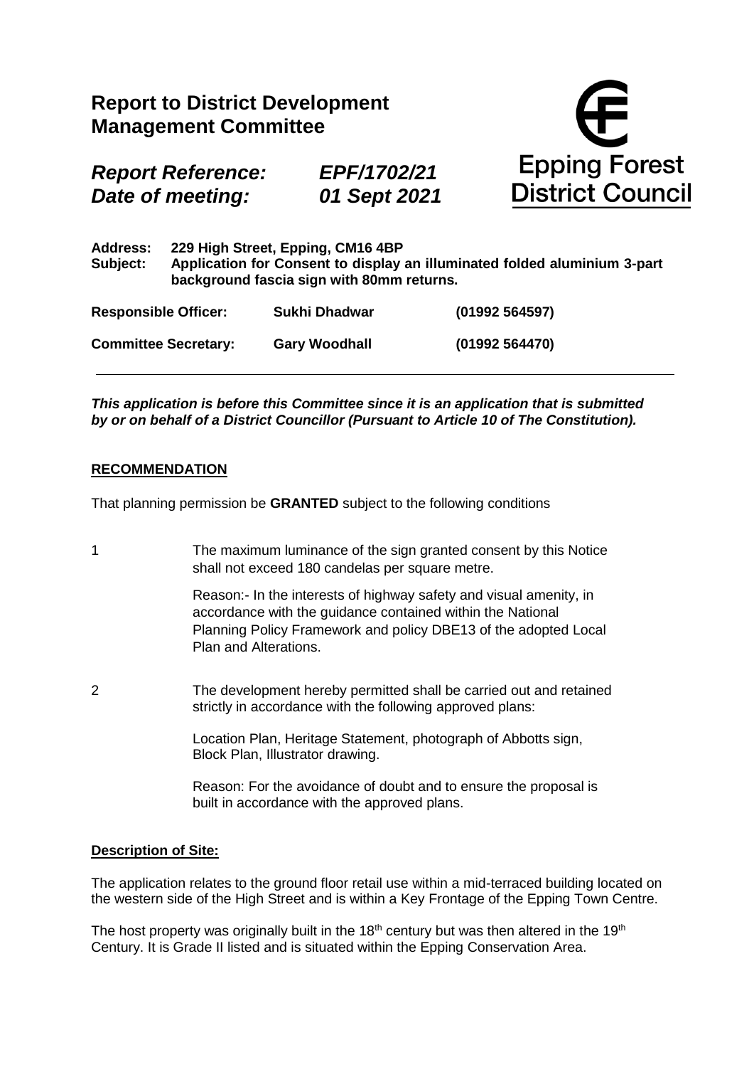# Report to District Development Management Committee

***Report Reference:*** ***EPF/1702/21***
***Date of meeting:*** ***01 Sept 2021***

Epping Forest District Council

**Address:** **229 High Street, Epping, CM16 4BP**
**Subject:** **Application for Consent to display an illuminated folded aluminium 3-part background fascia sign with 80mm returns.**

| | | |
|---|---|---|
| **Responsible Officer:** | **Sukhi Dhadwar** | **(01992 564597)** |
| **Committee Secretary:** | **Gary Woodhall** | **(01992 564470)** |

***This application is before this Committee since it is an application that is submitted by or on behalf of a District Councillor (Pursuant to Article 10 of The Constitution).***

## RECOMMENDATION

That planning permission be **GRANTED** subject to the following conditions

1. The maximum luminance of the sign granted consent by this Notice shall not exceed 180 candelas per square metre.

   Reason:- In the interests of highway safety and visual amenity, in accordance with the guidance contained within the National Planning Policy Framework and policy DBE13 of the adopted Local Plan and Alterations.

2. The development hereby permitted shall be carried out and retained strictly in accordance with the following approved plans:

   Location Plan, Heritage Statement, photograph of Abbotts sign, Block Plan, Illustrator drawing.

   Reason: For the avoidance of doubt and to ensure the proposal is built in accordance with the approved plans.

## Description of Site:

The application relates to the ground floor retail use within a mid-terraced building located on the western side of the High Street and is within a Key Frontage of the Epping Town Centre.

The host property was originally built in the 18th century but was then altered in the 19th Century. It is Grade II listed and is situated within the Epping Conservation Area.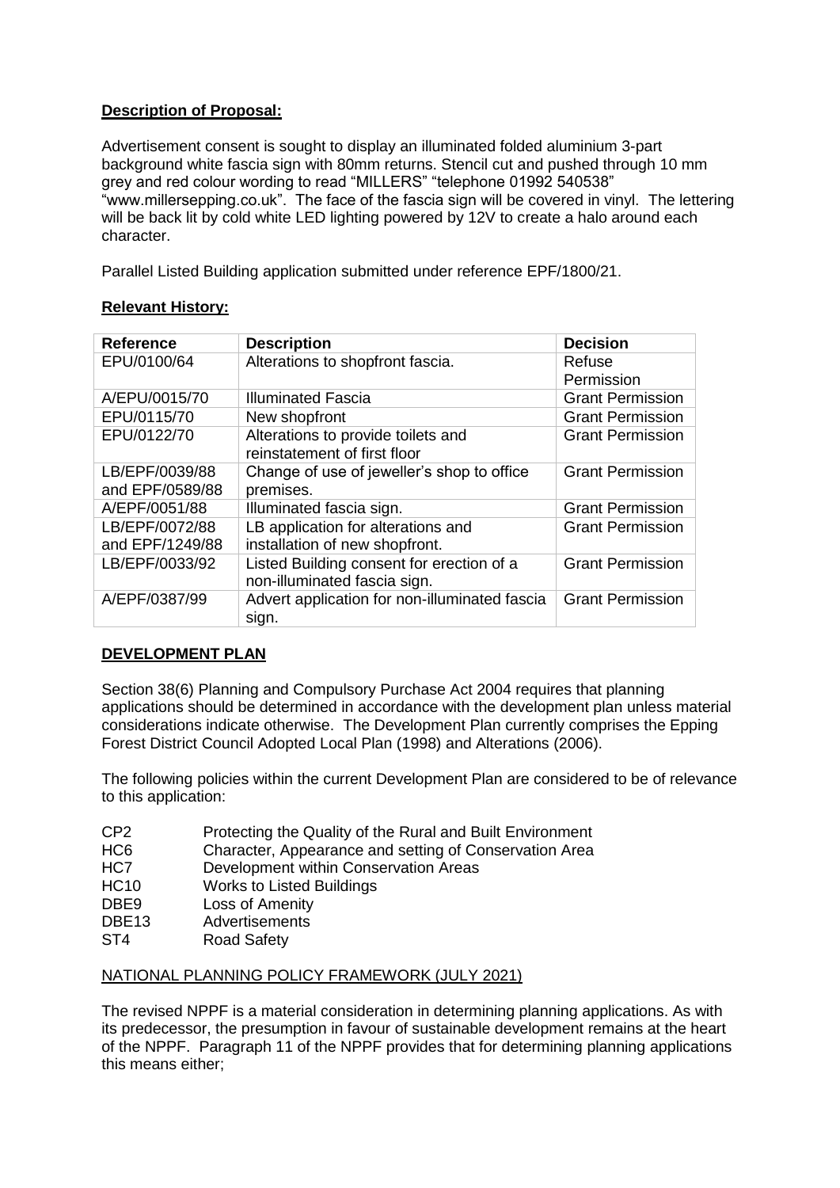**Description of Proposal:**

Advertisement consent is sought to display an illuminated folded aluminium 3-part background white fascia sign with 80mm returns. Stencil cut and pushed through 10 mm grey and red colour wording to read "MILLERS" "telephone 01992 540538" "www.millersepping.co.uk". The face of the fascia sign will be covered in vinyl. The lettering will be back lit by cold white LED lighting powered by 12V to create a halo around each character.

Parallel Listed Building application submitted under reference EPF/1800/21.

**Relevant History:**

| Reference | Description | Decision |
|---|---|---|
| EPU/0100/64 | Alterations to shopfront fascia. | Refuse Permission |
| A/EPU/0015/70 | Illuminated Fascia | Grant Permission |
| EPU/0115/70 | New shopfront | Grant Permission |
| EPU/0122/70 | Alterations to provide toilets and reinstatement of first floor | Grant Permission |
| LB/EPF/0039/88 and EPF/0589/88 | Change of use of jeweller's shop to office premises. | Grant Permission |
| A/EPF/0051/88 | Illuminated fascia sign. | Grant Permission |
| LB/EPF/0072/88 and EPF/1249/88 | LB application for alterations and installation of new shopfront. | Grant Permission |
| LB/EPF/0033/92 | Listed Building consent for erection of a non-illuminated fascia sign. | Grant Permission |
| A/EPF/0387/99 | Advert application for non-illuminated fascia sign. | Grant Permission |

**DEVELOPMENT PLAN**

Section 38(6) Planning and Compulsory Purchase Act 2004 requires that planning applications should be determined in accordance with the development plan unless material considerations indicate otherwise. The Development Plan currently comprises the Epping Forest District Council Adopted Local Plan (1998) and Alterations (2006).

The following policies within the current Development Plan are considered to be of relevance to this application:

- CP2 Protecting the Quality of the Rural and Built Environment
- HC6 Character, Appearance and setting of Conservation Area
- HC7 Development within Conservation Areas
- HC10 Works to Listed Buildings
- DBE9 Loss of Amenity
- DBE13 Advertisements
- ST4 Road Safety

NATIONAL PLANNING POLICY FRAMEWORK (JULY 2021)

The revised NPPF is a material consideration in determining planning applications. As with its predecessor, the presumption in favour of sustainable development remains at the heart of the NPPF. Paragraph 11 of the NPPF provides that for determining planning applications this means either;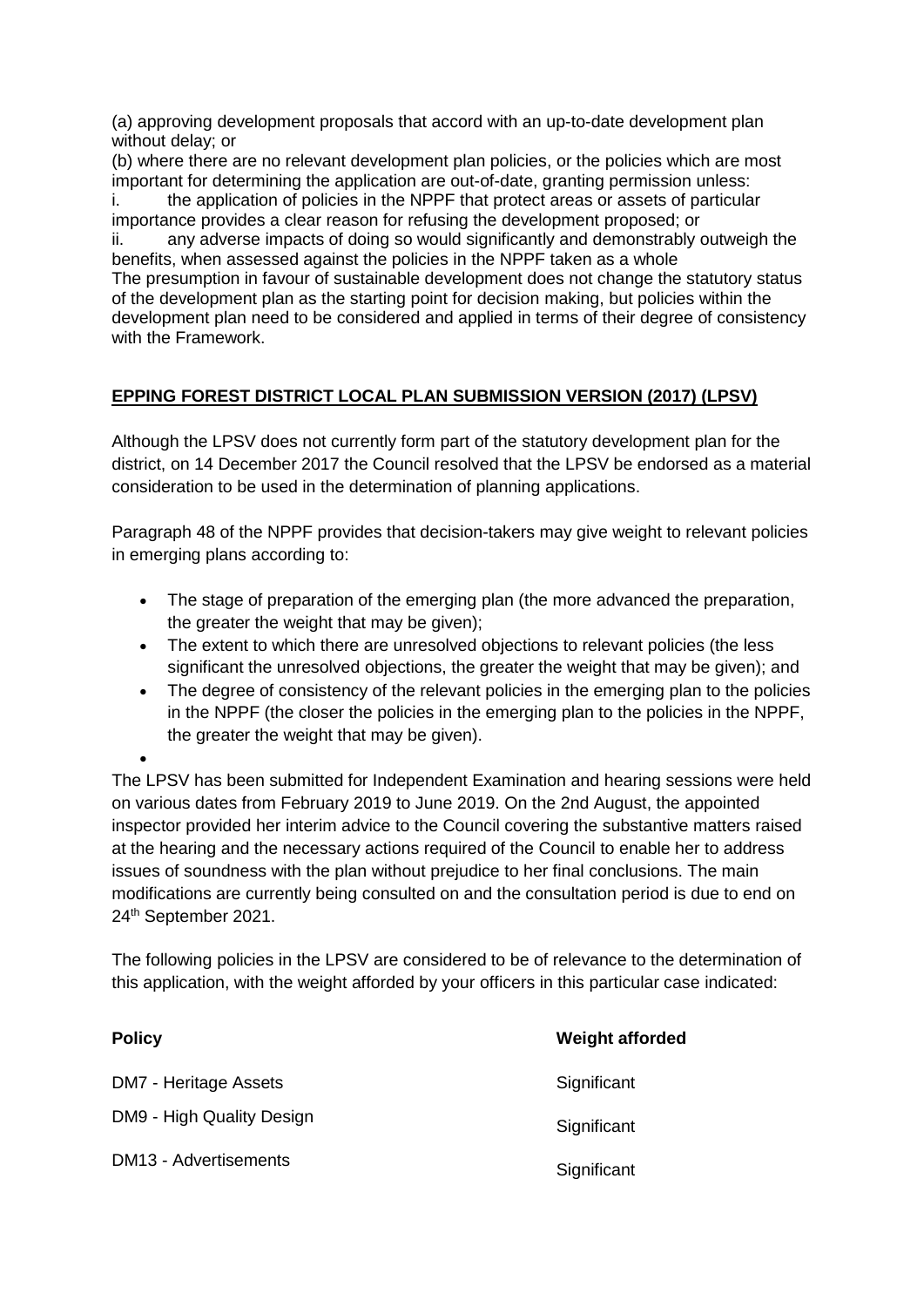(a) approving development proposals that accord with an up-to-date development plan without delay; or

(b) where there are no relevant development plan policies, or the policies which are most important for determining the application are out-of-date, granting permission unless:

i. the application of policies in the NPPF that protect areas or assets of particular importance provides a clear reason for refusing the development proposed; or

ii. any adverse impacts of doing so would significantly and demonstrably outweigh the benefits, when assessed against the policies in the NPPF taken as a whole

The presumption in favour of sustainable development does not change the statutory status of the development plan as the starting point for decision making, but policies within the development plan need to be considered and applied in terms of their degree of consistency with the Framework.

## EPPING FOREST DISTRICT LOCAL PLAN SUBMISSION VERSION (2017) (LPSV)

Although the LPSV does not currently form part of the statutory development plan for the district, on 14 December 2017 the Council resolved that the LPSV be endorsed as a material consideration to be used in the determination of planning applications.

Paragraph 48 of the NPPF provides that decision-takers may give weight to relevant policies in emerging plans according to:

- The stage of preparation of the emerging plan (the more advanced the preparation, the greater the weight that may be given);
- The extent to which there are unresolved objections to relevant policies (the less significant the unresolved objections, the greater the weight that may be given); and
- The degree of consistency of the relevant policies in the emerging plan to the policies in the NPPF (the closer the policies in the emerging plan to the policies in the NPPF, the greater the weight that may be given).

The LPSV has been submitted for Independent Examination and hearing sessions were held on various dates from February 2019 to June 2019. On the 2nd August, the appointed inspector provided her interim advice to the Council covering the substantive matters raised at the hearing and the necessary actions required of the Council to enable her to address issues of soundness with the plan without prejudice to her final conclusions. The main modifications are currently being consulted on and the consultation period is due to end on 24th September 2021.

The following policies in the LPSV are considered to be of relevance to the determination of this application, with the weight afforded by your officers in this particular case indicated:

| Policy | Weight afforded |
|---|---|
| DM7 - Heritage Assets | Significant |
| DM9 - High Quality Design | Significant |
| DM13 - Advertisements | Significant |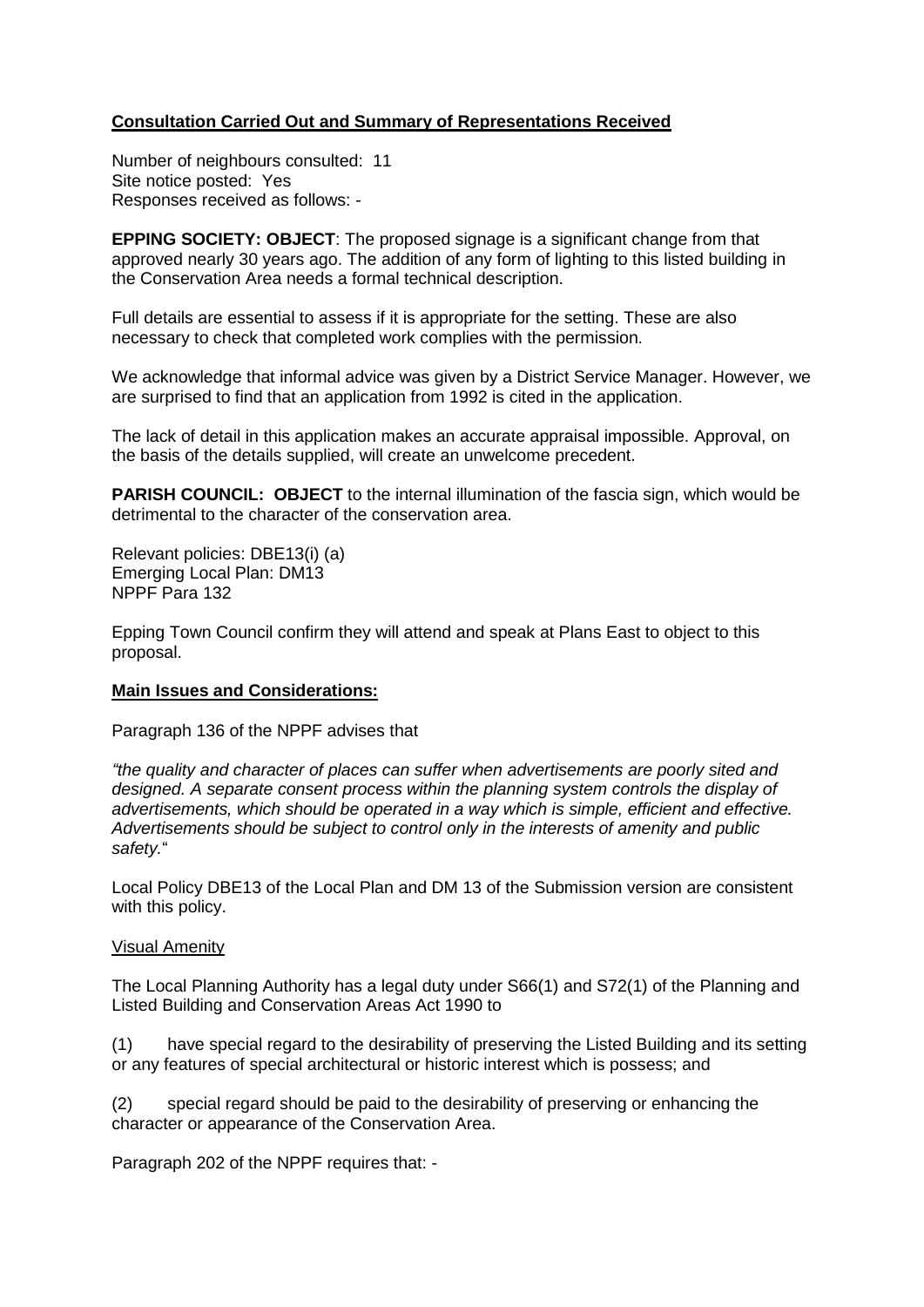**Consultation Carried Out and Summary of Representations Received**

Number of neighbours consulted: 11
Site notice posted: Yes
Responses received as follows: -

**EPPING SOCIETY: OBJECT**: The proposed signage is a significant change from that approved nearly 30 years ago. The addition of any form of lighting to this listed building in the Conservation Area needs a formal technical description.

Full details are essential to assess if it is appropriate for the setting. These are also necessary to check that completed work complies with the permission.

We acknowledge that informal advice was given by a District Service Manager. However, we are surprised to find that an application from 1992 is cited in the application.

The lack of detail in this application makes an accurate appraisal impossible. Approval, on the basis of the details supplied, will create an unwelcome precedent.

**PARISH COUNCIL: OBJECT** to the internal illumination of the fascia sign, which would be detrimental to the character of the conservation area.

Relevant policies: DBE13(i) (a)
Emerging Local Plan: DM13
NPPF Para 132

Epping Town Council confirm they will attend and speak at Plans East to object to this proposal.

**Main Issues and Considerations:**

Paragraph 136 of the NPPF advises that

*"the quality and character of places can suffer when advertisements are poorly sited and designed. A separate consent process within the planning system controls the display of advertisements, which should be operated in a way which is simple, efficient and effective. Advertisements should be subject to control only in the interests of amenity and public safety.*"

Local Policy DBE13 of the Local Plan and DM 13 of the Submission version are consistent with this policy.

Visual Amenity

The Local Planning Authority has a legal duty under S66(1) and S72(1) of the Planning and Listed Building and Conservation Areas Act 1990 to

(1) have special regard to the desirability of preserving the Listed Building and its setting or any features of special architectural or historic interest which is possess; and

(2) special regard should be paid to the desirability of preserving or enhancing the character or appearance of the Conservation Area.

Paragraph 202 of the NPPF requires that: -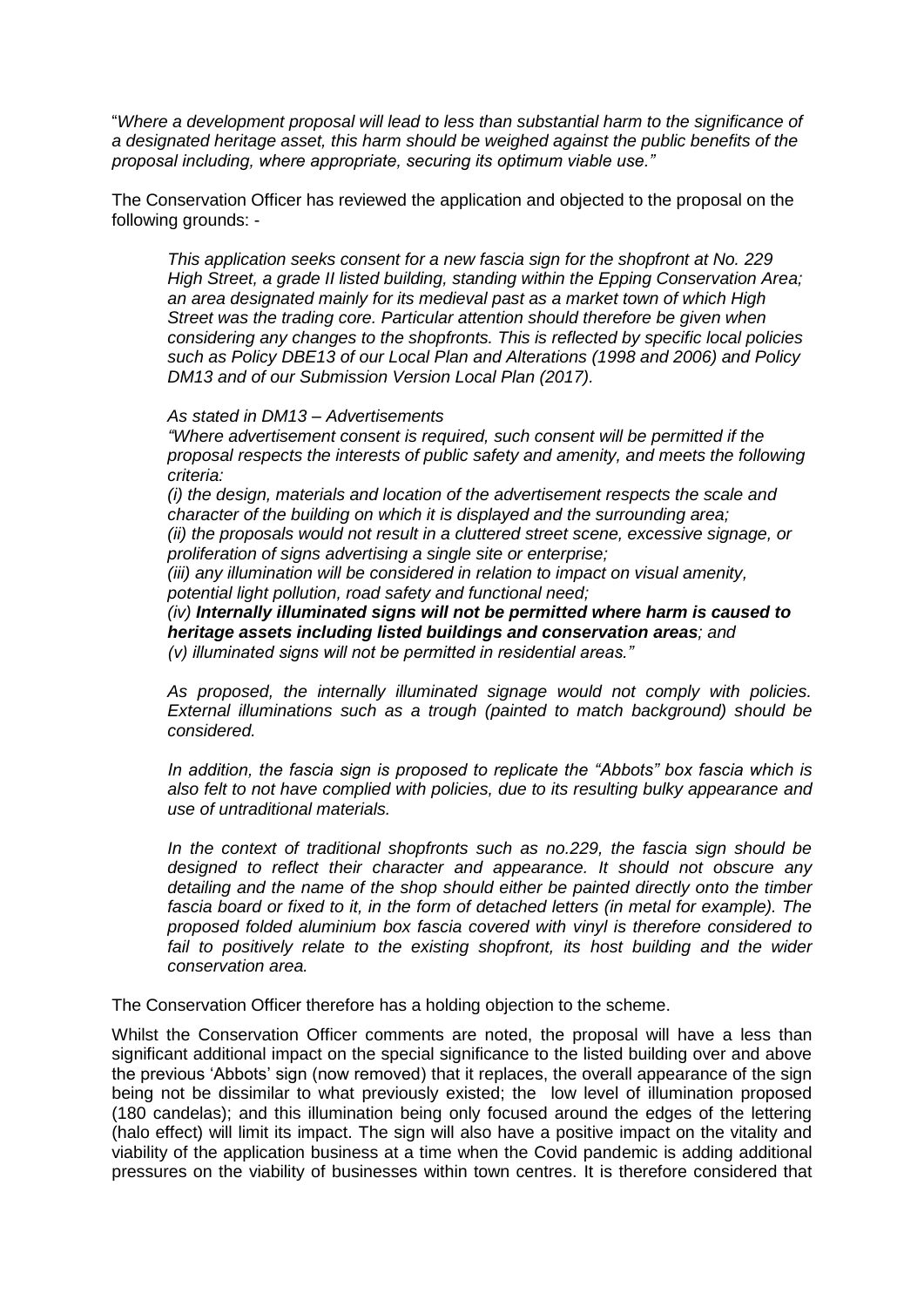"*Where a development proposal will lead to less than substantial harm to the significance of a designated heritage asset, this harm should be weighed against the public benefits of the proposal including, where appropriate, securing its optimum viable use.*"

The Conservation Officer has reviewed the application and objected to the proposal on the following grounds: -

> *This application seeks consent for a new fascia sign for the shopfront at No. 229 High Street, a grade II listed building, standing within the Epping Conservation Area; an area designated mainly for its medieval past as a market town of which High Street was the trading core. Particular attention should therefore be given when considering any changes to the shopfronts. This is reflected by specific local policies such as Policy DBE13 of our Local Plan and Alterations (1998 and 2006) and Policy DM13 and of our Submission Version Local Plan (2017).*
>
> *As stated in DM13 – Advertisements*
> *"Where advertisement consent is required, such consent will be permitted if the proposal respects the interests of public safety and amenity, and meets the following criteria:*
> *(i) the design, materials and location of the advertisement respects the scale and character of the building on which it is displayed and the surrounding area;*
> *(ii) the proposals would not result in a cluttered street scene, excessive signage, or proliferation of signs advertising a single site or enterprise;*
> *(iii) any illumination will be considered in relation to impact on visual amenity, potential light pollution, road safety and functional need;*
> *(iv)* ***Internally illuminated signs will not be permitted where harm is caused to heritage assets including listed buildings and conservation areas****; and*
> *(v) illuminated signs will not be permitted in residential areas."*
>
> *As proposed, the internally illuminated signage would not comply with policies. External illuminations such as a trough (painted to match background) should be considered.*
>
> *In addition, the fascia sign is proposed to replicate the "Abbots" box fascia which is also felt to not have complied with policies, due to its resulting bulky appearance and use of untraditional materials.*
>
> *In the context of traditional shopfronts such as no.229, the fascia sign should be designed to reflect their character and appearance. It should not obscure any detailing and the name of the shop should either be painted directly onto the timber fascia board or fixed to it, in the form of detached letters (in metal for example). The proposed folded aluminium box fascia covered with vinyl is therefore considered to fail to positively relate to the existing shopfront, its host building and the wider conservation area.*

The Conservation Officer therefore has a holding objection to the scheme.

Whilst the Conservation Officer comments are noted, the proposal will have a less than significant additional impact on the special significance to the listed building over and above the previous 'Abbots' sign (now removed) that it replaces, the overall appearance of the sign being not be dissimilar to what previously existed; the low level of illumination proposed (180 candelas); and this illumination being only focused around the edges of the lettering (halo effect) will limit its impact. The sign will also have a positive impact on the vitality and viability of the application business at a time when the Covid pandemic is adding additional pressures on the viability of businesses within town centres. It is therefore considered that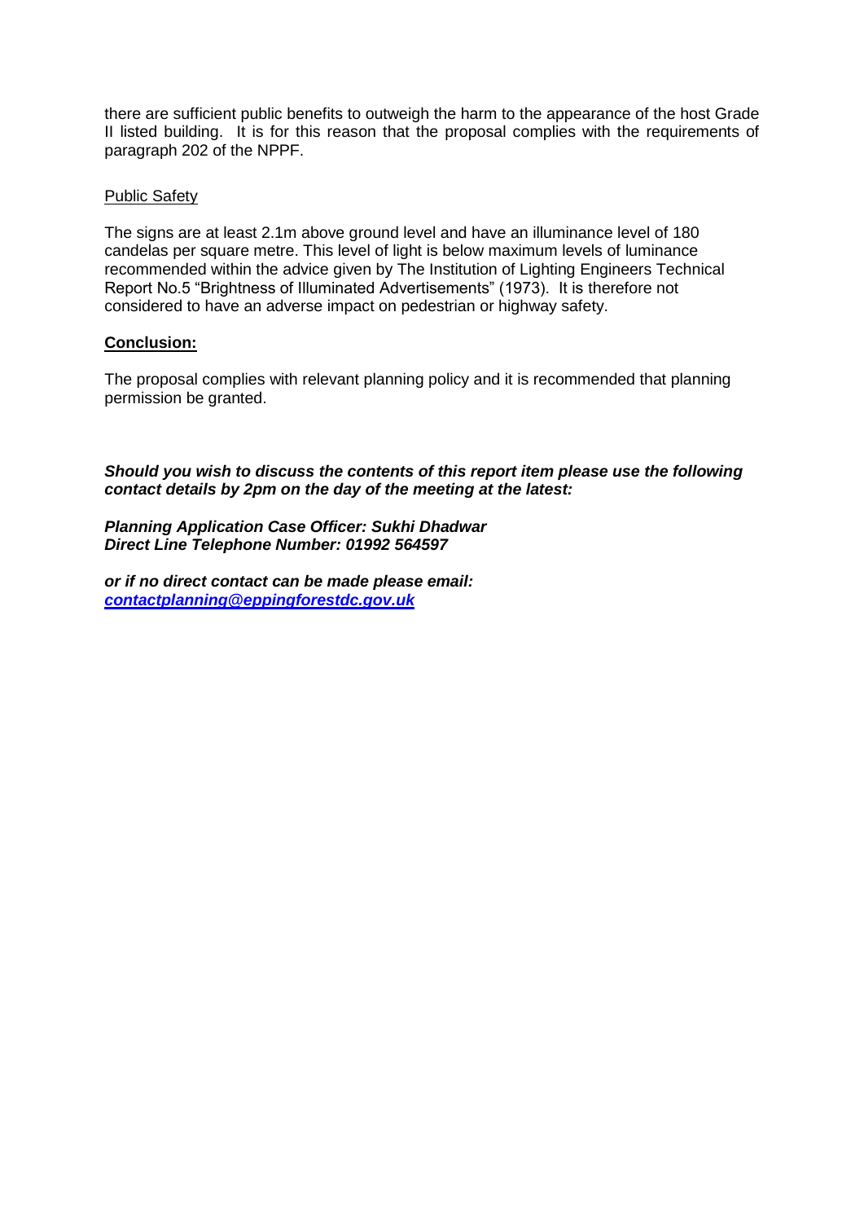there are sufficient public benefits to outweigh the harm to the appearance of the host Grade II listed building. It is for this reason that the proposal complies with the requirements of paragraph 202 of the NPPF.

Public Safety

The signs are at least 2.1m above ground level and have an illuminance level of 180 candelas per square metre. This level of light is below maximum levels of luminance recommended within the advice given by The Institution of Lighting Engineers Technical Report No.5 "Brightness of Illuminated Advertisements" (1973). It is therefore not considered to have an adverse impact on pedestrian or highway safety.

**Conclusion:**

The proposal complies with relevant planning policy and it is recommended that planning permission be granted.

***Should you wish to discuss the contents of this report item please use the following contact details by 2pm on the day of the meeting at the latest:***

***Planning Application Case Officer: Sukhi Dhadwar***
***Direct Line Telephone Number: 01992 564597***

***or if no direct contact can be made please email:***
***contactplanning@eppingforestdc.gov.uk***